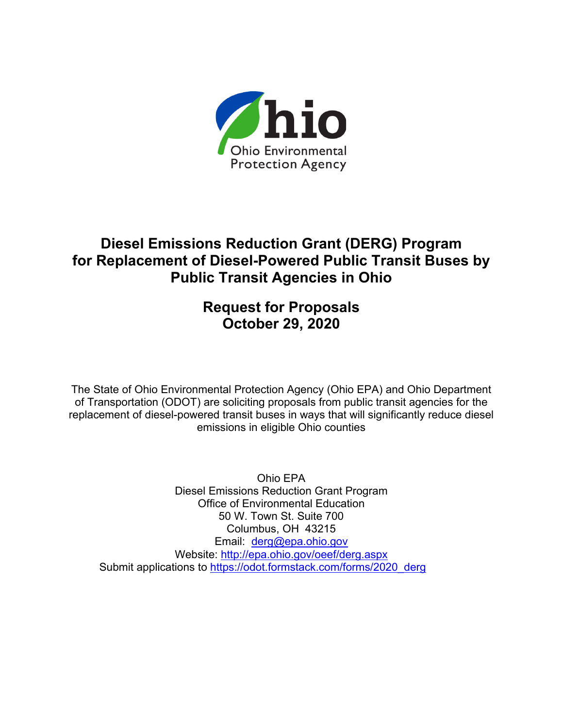Ohio Environmental Protection Agency

# Diesel Emissions Reduction Grant (DERG) Program for Replacement of Diesel-Powered Public Transit Buses by Public Transit Agencies in Ohio

## Request for Proposals
## October 29, 2020

The State of Ohio Environmental Protection Agency (Ohio EPA) and Ohio Department of Transportation (ODOT) are soliciting proposals from public transit agencies for the replacement of diesel-powered transit buses in ways that will significantly reduce diesel emissions in eligible Ohio counties

Ohio EPA
Diesel Emissions Reduction Grant Program
Office of Environmental Education
50 W. Town St. Suite 700
Columbus, OH 43215
Email: derg@epa.ohio.gov
Website: http://epa.ohio.gov/oeef/derg.aspx
Submit applications to https://odot.formstack.com/forms/2020_derg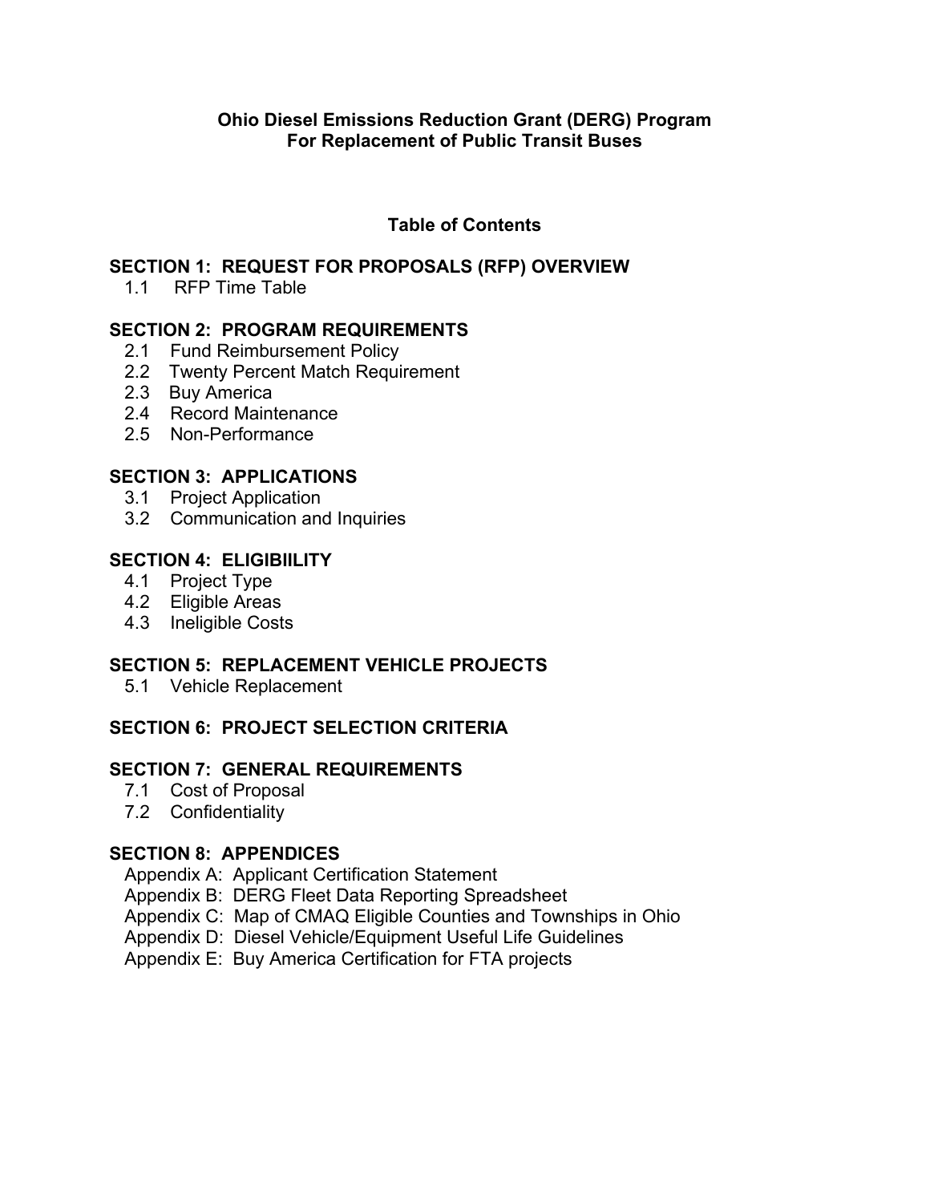**Ohio Diesel Emissions Reduction Grant (DERG) Program**
**For Replacement of Public Transit Buses**

## Table of Contents

**SECTION 1: REQUEST FOR PROPOSALS (RFP) OVERVIEW**

- 1.1 RFP Time Table

**SECTION 2: PROGRAM REQUIREMENTS**

- 2.1 Fund Reimbursement Policy
- 2.2 Twenty Percent Match Requirement
- 2.3 Buy America
- 2.4 Record Maintenance
- 2.5 Non-Performance

**SECTION 3: APPLICATIONS**

- 3.1 Project Application
- 3.2 Communication and Inquiries

**SECTION 4: ELIGIBIILITY**

- 4.1 Project Type
- 4.2 Eligible Areas
- 4.3 Ineligible Costs

**SECTION 5: REPLACEMENT VEHICLE PROJECTS**

- 5.1 Vehicle Replacement

**SECTION 6: PROJECT SELECTION CRITERIA**

**SECTION 7: GENERAL REQUIREMENTS**

- 7.1 Cost of Proposal
- 7.2 Confidentiality

**SECTION 8: APPENDICES**

- Appendix A: Applicant Certification Statement
- Appendix B: DERG Fleet Data Reporting Spreadsheet
- Appendix C: Map of CMAQ Eligible Counties and Townships in Ohio
- Appendix D: Diesel Vehicle/Equipment Useful Life Guidelines
- Appendix E: Buy America Certification for FTA projects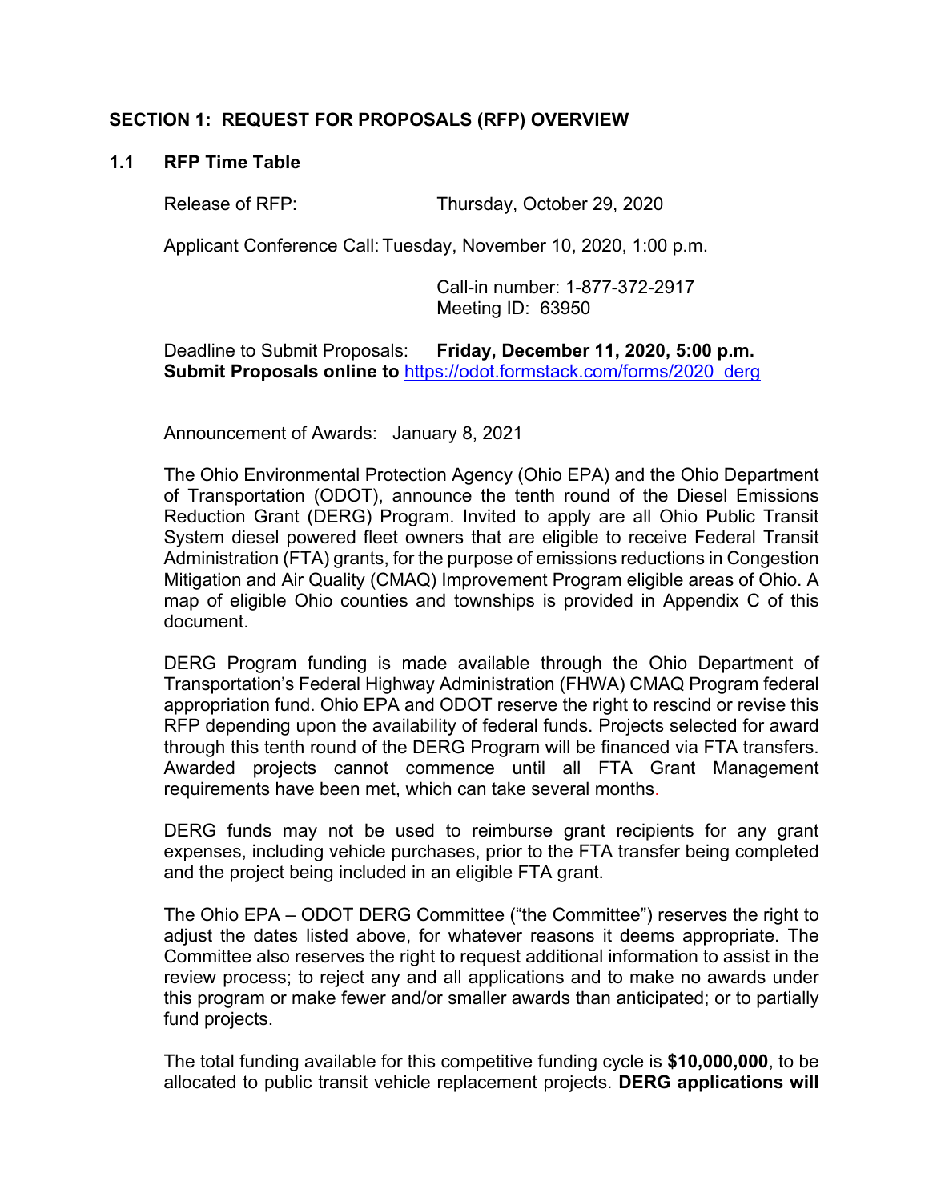## SECTION 1: REQUEST FOR PROPOSALS (RFP) OVERVIEW

### 1.1 RFP Time Table

Release of RFP: Thursday, October 29, 2020

Applicant Conference Call: Tuesday, November 10, 2020, 1:00 p.m.

Call-in number: 1-877-372-2917
Meeting ID: 63950

Deadline to Submit Proposals: **Friday, December 11, 2020, 5:00 p.m.**
**Submit Proposals online to** https://odot.formstack.com/forms/2020_derg

Announcement of Awards: January 8, 2021

The Ohio Environmental Protection Agency (Ohio EPA) and the Ohio Department of Transportation (ODOT), announce the tenth round of the Diesel Emissions Reduction Grant (DERG) Program. Invited to apply are all Ohio Public Transit System diesel powered fleet owners that are eligible to receive Federal Transit Administration (FTA) grants, for the purpose of emissions reductions in Congestion Mitigation and Air Quality (CMAQ) Improvement Program eligible areas of Ohio. A map of eligible Ohio counties and townships is provided in Appendix C of this document.

DERG Program funding is made available through the Ohio Department of Transportation's Federal Highway Administration (FHWA) CMAQ Program federal appropriation fund. Ohio EPA and ODOT reserve the right to rescind or revise this RFP depending upon the availability of federal funds. Projects selected for award through this tenth round of the DERG Program will be financed via FTA transfers. Awarded projects cannot commence until all FTA Grant Management requirements have been met, which can take several months.

DERG funds may not be used to reimburse grant recipients for any grant expenses, including vehicle purchases, prior to the FTA transfer being completed and the project being included in an eligible FTA grant.

The Ohio EPA – ODOT DERG Committee ("the Committee") reserves the right to adjust the dates listed above, for whatever reasons it deems appropriate. The Committee also reserves the right to request additional information to assist in the review process; to reject any and all applications and to make no awards under this program or make fewer and/or smaller awards than anticipated; or to partially fund projects.

The total funding available for this competitive funding cycle is **$10,000,000**, to be allocated to public transit vehicle replacement projects. **DERG applications will**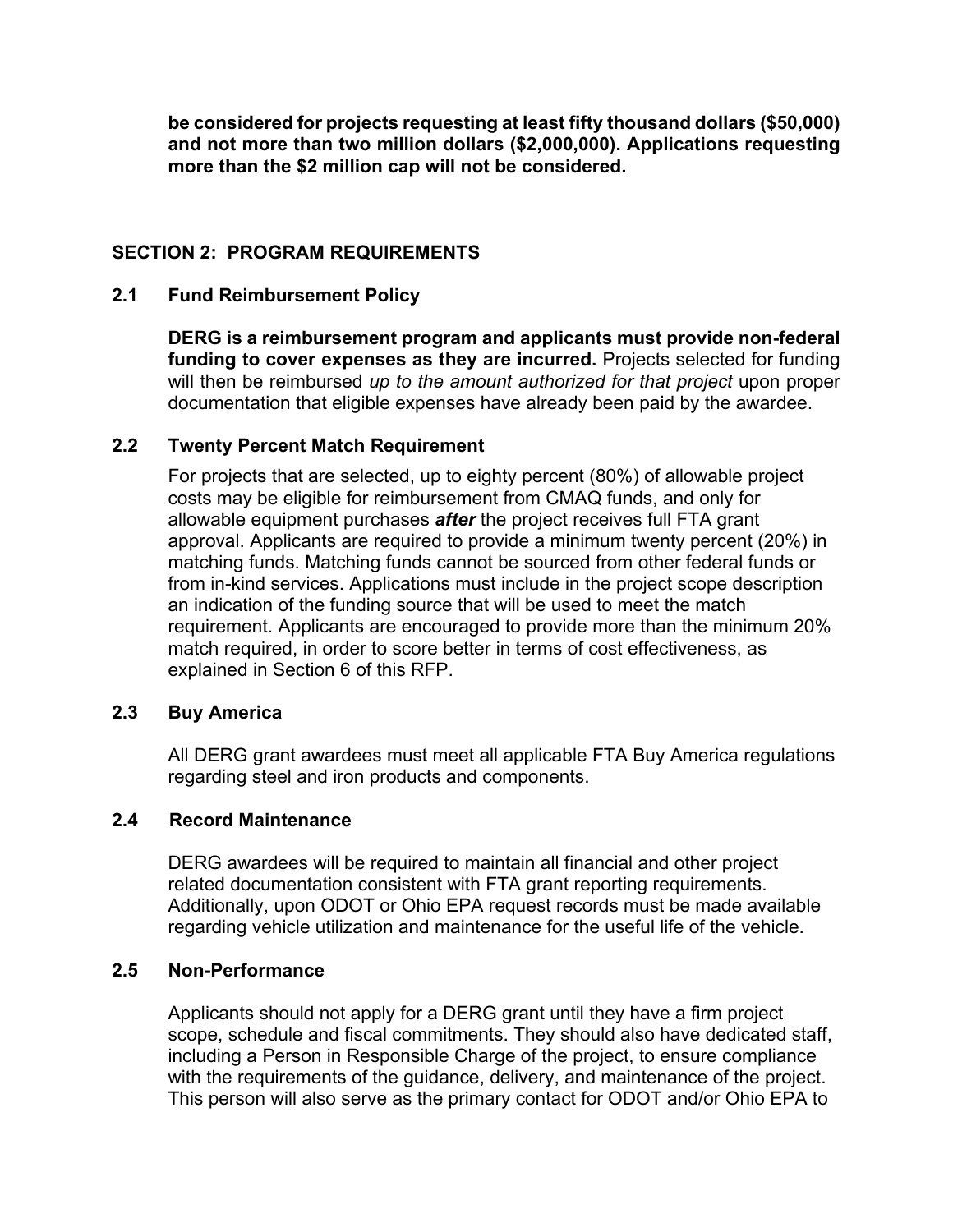**be considered for projects requesting at least fifty thousand dollars ($50,000) and not more than two million dollars ($2,000,000). Applications requesting more than the $2 million cap will not be considered.**

## SECTION 2: PROGRAM REQUIREMENTS

### 2.1 Fund Reimbursement Policy

**DERG is a reimbursement program and applicants must provide non-federal funding to cover expenses as they are incurred.** Projects selected for funding will then be reimbursed *up to the amount authorized for that project* upon proper documentation that eligible expenses have already been paid by the awardee.

### 2.2 Twenty Percent Match Requirement

For projects that are selected, up to eighty percent (80%) of allowable project costs may be eligible for reimbursement from CMAQ funds, and only for allowable equipment purchases ***after*** the project receives full FTA grant approval. Applicants are required to provide a minimum twenty percent (20%) in matching funds. Matching funds cannot be sourced from other federal funds or from in-kind services. Applications must include in the project scope description an indication of the funding source that will be used to meet the match requirement. Applicants are encouraged to provide more than the minimum 20% match required, in order to score better in terms of cost effectiveness, as explained in Section 6 of this RFP.

### 2.3 Buy America

All DERG grant awardees must meet all applicable FTA Buy America regulations regarding steel and iron products and components.

### 2.4 Record Maintenance

DERG awardees will be required to maintain all financial and other project related documentation consistent with FTA grant reporting requirements. Additionally, upon ODOT or Ohio EPA request records must be made available regarding vehicle utilization and maintenance for the useful life of the vehicle.

### 2.5 Non-Performance

Applicants should not apply for a DERG grant until they have a firm project scope, schedule and fiscal commitments. They should also have dedicated staff, including a Person in Responsible Charge of the project, to ensure compliance with the requirements of the guidance, delivery, and maintenance of the project. This person will also serve as the primary contact for ODOT and/or Ohio EPA to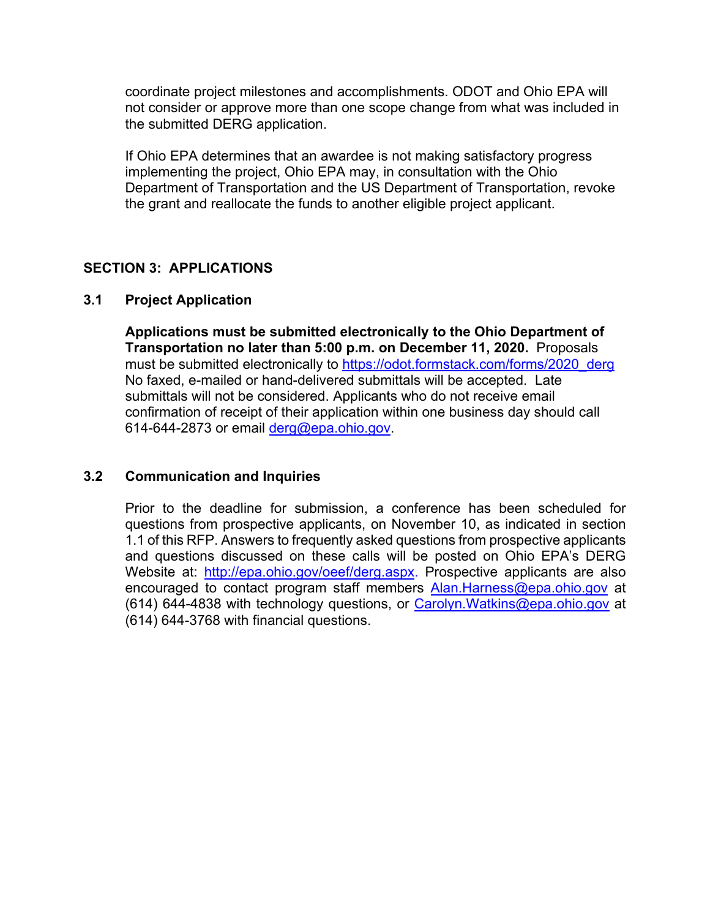coordinate project milestones and accomplishments. ODOT and Ohio EPA will not consider or approve more than one scope change from what was included in the submitted DERG application.

If Ohio EPA determines that an awardee is not making satisfactory progress implementing the project, Ohio EPA may, in consultation with the Ohio Department of Transportation and the US Department of Transportation, revoke the grant and reallocate the funds to another eligible project applicant.

## SECTION 3: APPLICATIONS

### 3.1 Project Application

**Applications must be submitted electronically to the Ohio Department of Transportation no later than 5:00 p.m. on December 11, 2020.** Proposals must be submitted electronically to [https://odot.formstack.com/forms/2020_derg](https://odot.formstack.com/forms/2020_derg) No faxed, e-mailed or hand-delivered submittals will be accepted. Late submittals will not be considered. Applicants who do not receive email confirmation of receipt of their application within one business day should call 614-644-2873 or email [derg@epa.ohio.gov](mailto:derg@epa.ohio.gov).

### 3.2 Communication and Inquiries

Prior to the deadline for submission, a conference has been scheduled for questions from prospective applicants, on November 10, as indicated in section 1.1 of this RFP. Answers to frequently asked questions from prospective applicants and questions discussed on these calls will be posted on Ohio EPA's DERG Website at: [http://epa.ohio.gov/oeef/derg.aspx](http://epa.ohio.gov/oeef/derg.aspx). Prospective applicants are also encouraged to contact program staff members [Alan.Harness@epa.ohio.gov](mailto:Alan.Harness@epa.ohio.gov) at (614) 644-4838 with technology questions, or [Carolyn.Watkins@epa.ohio.gov](mailto:Carolyn.Watkins@epa.ohio.gov) at (614) 644-3768 with financial questions.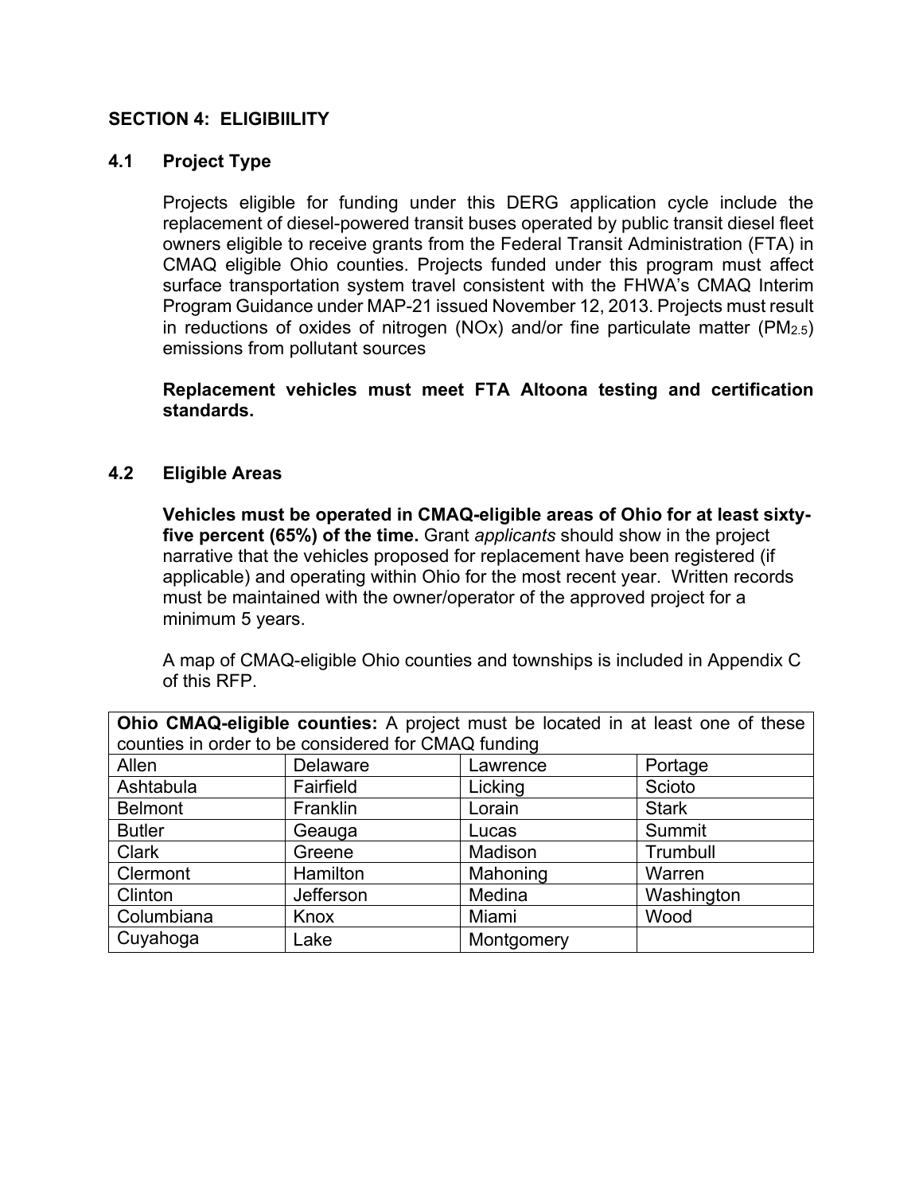## SECTION 4: ELIGIBIILITY

### 4.1 Project Type

Projects eligible for funding under this DERG application cycle include the replacement of diesel-powered transit buses operated by public transit diesel fleet owners eligible to receive grants from the Federal Transit Administration (FTA) in CMAQ eligible Ohio counties. Projects funded under this program must affect surface transportation system travel consistent with the FHWA's CMAQ Interim Program Guidance under MAP-21 issued November 12, 2013. Projects must result in reductions of oxides of nitrogen (NOx) and/or fine particulate matter ($PM_{2.5}$) emissions from pollutant sources

**Replacement vehicles must meet FTA Altoona testing and certification standards.**

### 4.2 Eligible Areas

**Vehicles must be operated in CMAQ-eligible areas of Ohio for at least sixty-five percent (65%) of the time.** Grant *applicants* should show in the project narrative that the vehicles proposed for replacement have been registered (if applicable) and operating within Ohio for the most recent year. Written records must be maintained with the owner/operator of the approved project for a minimum 5 years.

A map of CMAQ-eligible Ohio counties and townships is included in Appendix C of this RFP.

| **Ohio CMAQ-eligible counties:** A project must be located in at least one of these counties in order to be considered for CMAQ funding | | | |
|---|---|---|---|
| Allen | Delaware | Lawrence | Portage |
| Ashtabula | Fairfield | Licking | Scioto |
| Belmont | Franklin | Lorain | Stark |
| Butler | Geauga | Lucas | Summit |
| Clark | Greene | Madison | Trumbull |
| Clermont | Hamilton | Mahoning | Warren |
| Clinton | Jefferson | Medina | Washington |
| Columbiana | Knox | Miami | Wood |
| Cuyahoga | Lake | Montgomery | |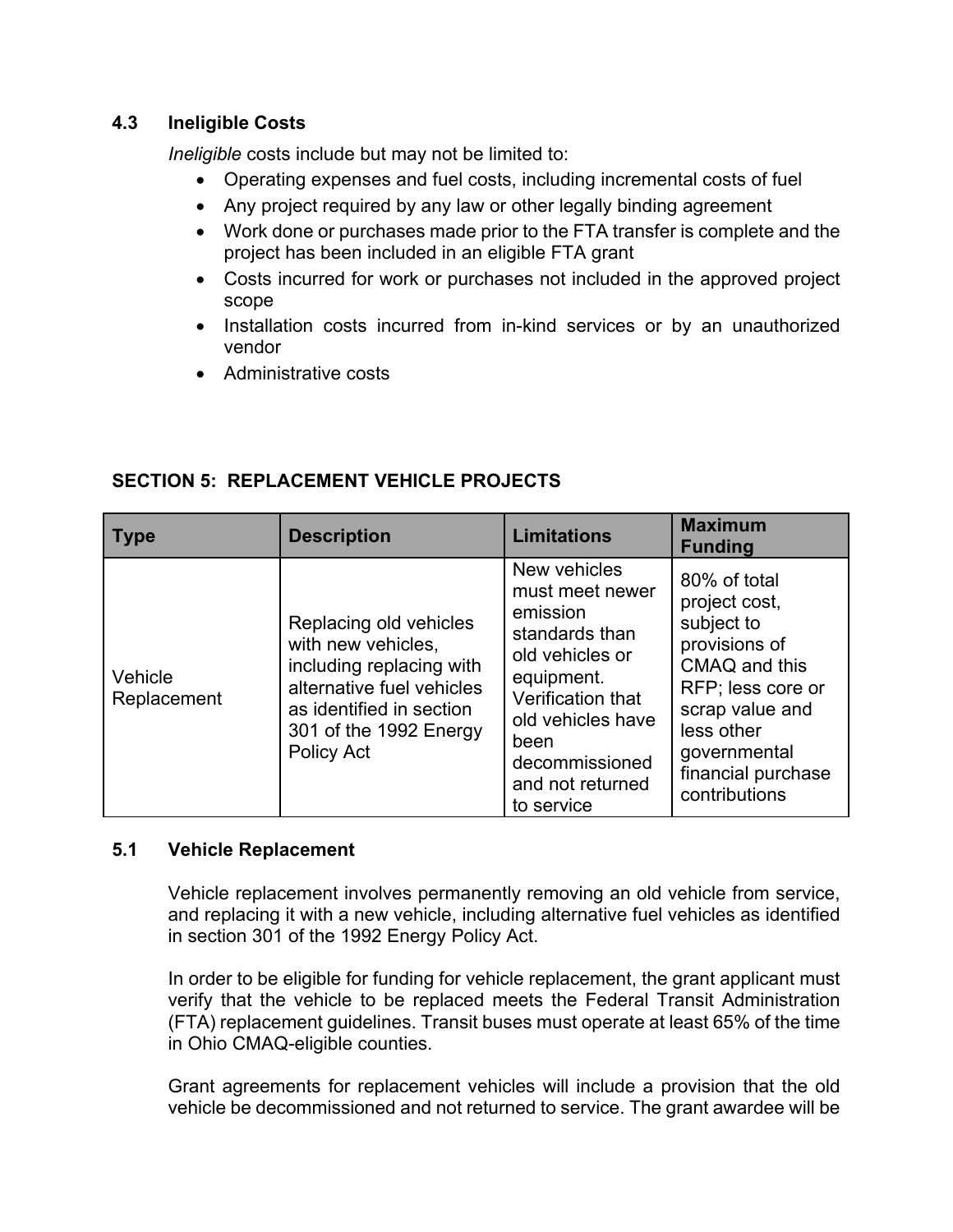### 4.3 Ineligible Costs

*Ineligible* costs include but may not be limited to:

- Operating expenses and fuel costs, including incremental costs of fuel
- Any project required by any law or other legally binding agreement
- Work done or purchases made prior to the FTA transfer is complete and the project has been included in an eligible FTA grant
- Costs incurred for work or purchases not included in the approved project scope
- Installation costs incurred from in-kind services or by an unauthorized vendor
- Administrative costs

## SECTION 5: REPLACEMENT VEHICLE PROJECTS

| Type | Description | Limitations | Maximum Funding |
|---|---|---|---|
| Vehicle Replacement | Replacing old vehicles with new vehicles, including replacing with alternative fuel vehicles as identified in section 301 of the 1992 Energy Policy Act | New vehicles must meet newer emission standards than old vehicles or equipment. Verification that old vehicles have been decommissioned and not returned to service | 80% of total project cost, subject to provisions of CMAQ and this RFP; less core or scrap value and less other governmental financial purchase contributions |

### 5.1 Vehicle Replacement

Vehicle replacement involves permanently removing an old vehicle from service, and replacing it with a new vehicle, including alternative fuel vehicles as identified in section 301 of the 1992 Energy Policy Act.

In order to be eligible for funding for vehicle replacement, the grant applicant must verify that the vehicle to be replaced meets the Federal Transit Administration (FTA) replacement guidelines. Transit buses must operate at least 65% of the time in Ohio CMAQ-eligible counties.

Grant agreements for replacement vehicles will include a provision that the old vehicle be decommissioned and not returned to service. The grant awardee will be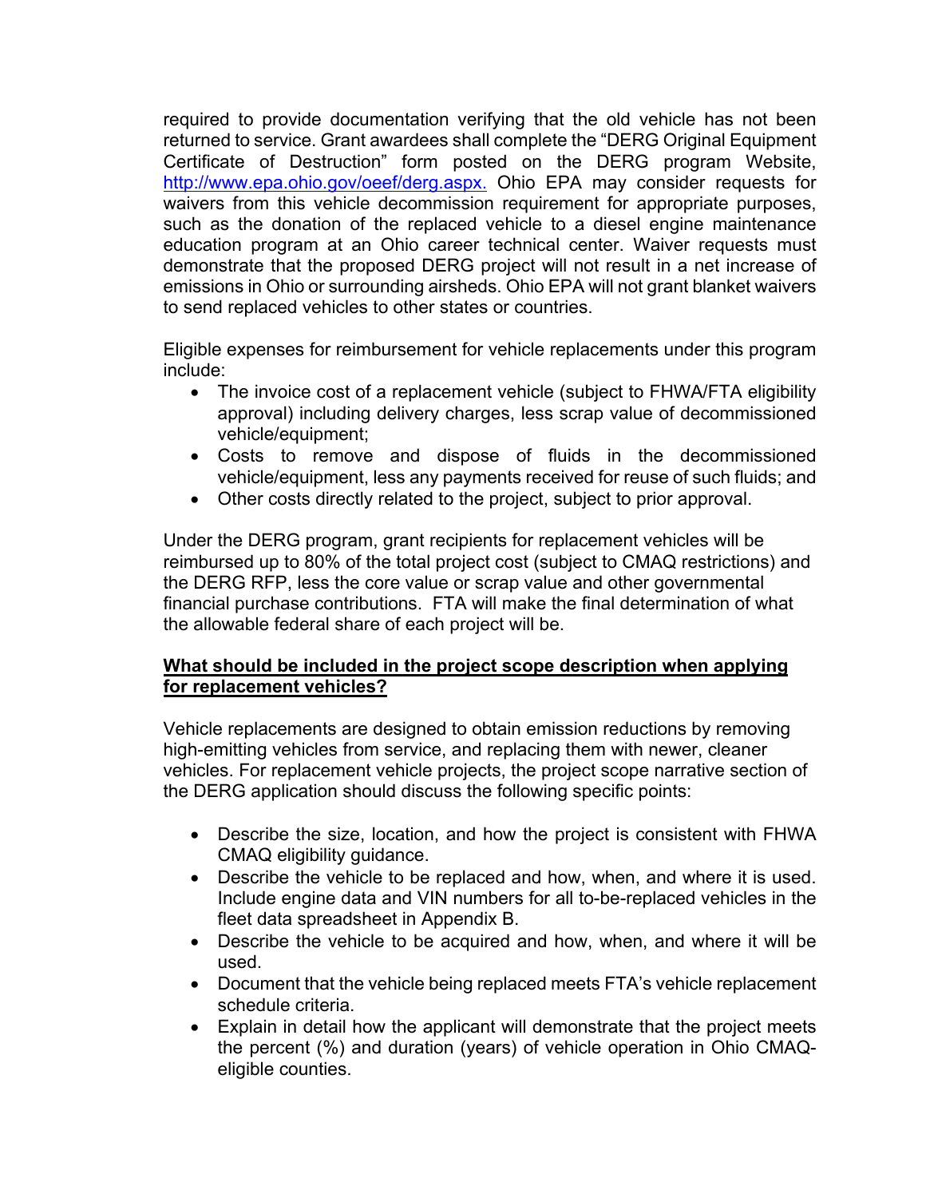required to provide documentation verifying that the old vehicle has not been returned to service. Grant awardees shall complete the "DERG Original Equipment Certificate of Destruction" form posted on the DERG program Website, http://www.epa.ohio.gov/oeef/derg.aspx. Ohio EPA may consider requests for waivers from this vehicle decommission requirement for appropriate purposes, such as the donation of the replaced vehicle to a diesel engine maintenance education program at an Ohio career technical center. Waiver requests must demonstrate that the proposed DERG project will not result in a net increase of emissions in Ohio or surrounding airsheds. Ohio EPA will not grant blanket waivers to send replaced vehicles to other states or countries.

Eligible expenses for reimbursement for vehicle replacements under this program include:

- The invoice cost of a replacement vehicle (subject to FHWA/FTA eligibility approval) including delivery charges, less scrap value of decommissioned vehicle/equipment;
- Costs to remove and dispose of fluids in the decommissioned vehicle/equipment, less any payments received for reuse of such fluids; and
- Other costs directly related to the project, subject to prior approval.

Under the DERG program, grant recipients for replacement vehicles will be reimbursed up to 80% of the total project cost (subject to CMAQ restrictions) and the DERG RFP, less the core value or scrap value and other governmental financial purchase contributions. FTA will make the final determination of what the allowable federal share of each project will be.

**<u>What should be included in the project scope description when applying for replacement vehicles?</u>**

Vehicle replacements are designed to obtain emission reductions by removing high-emitting vehicles from service, and replacing them with newer, cleaner vehicles. For replacement vehicle projects, the project scope narrative section of the DERG application should discuss the following specific points:

- Describe the size, location, and how the project is consistent with FHWA CMAQ eligibility guidance.
- Describe the vehicle to be replaced and how, when, and where it is used. Include engine data and VIN numbers for all to-be-replaced vehicles in the fleet data spreadsheet in Appendix B.
- Describe the vehicle to be acquired and how, when, and where it will be used.
- Document that the vehicle being replaced meets FTA's vehicle replacement schedule criteria.
- Explain in detail how the applicant will demonstrate that the project meets the percent (%) and duration (years) of vehicle operation in Ohio CMAQ-eligible counties.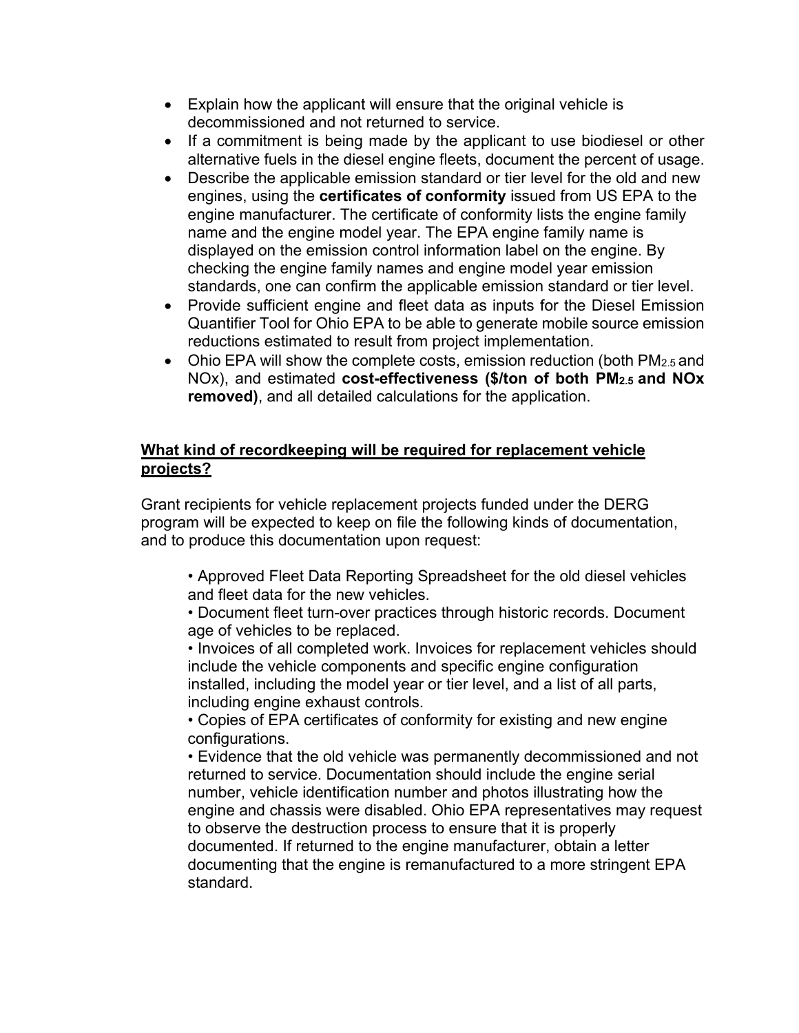- Explain how the applicant will ensure that the original vehicle is decommissioned and not returned to service.
- If a commitment is being made by the applicant to use biodiesel or other alternative fuels in the diesel engine fleets, document the percent of usage.
- Describe the applicable emission standard or tier level for the old and new engines, using the **certificates of conformity** issued from US EPA to the engine manufacturer. The certificate of conformity lists the engine family name and the engine model year. The EPA engine family name is displayed on the emission control information label on the engine. By checking the engine family names and engine model year emission standards, one can confirm the applicable emission standard or tier level.
- Provide sufficient engine and fleet data as inputs for the Diesel Emission Quantifier Tool for Ohio EPA to be able to generate mobile source emission reductions estimated to result from project implementation.
- Ohio EPA will show the complete costs, emission reduction (both $PM_{2.5}$ and NOx), and estimated **cost-effectiveness ($/ton of both $PM_{2.5}$ and NOx removed)**, and all detailed calculations for the application.

**<u>What kind of recordkeeping will be required for replacement vehicle projects?</u>**

Grant recipients for vehicle replacement projects funded under the DERG program will be expected to keep on file the following kinds of documentation, and to produce this documentation upon request:

• Approved Fleet Data Reporting Spreadsheet for the old diesel vehicles and fleet data for the new vehicles.

• Document fleet turn-over practices through historic records. Document age of vehicles to be replaced.

• Invoices of all completed work. Invoices for replacement vehicles should include the vehicle components and specific engine configuration installed, including the model year or tier level, and a list of all parts, including engine exhaust controls.

• Copies of EPA certificates of conformity for existing and new engine configurations.

• Evidence that the old vehicle was permanently decommissioned and not returned to service. Documentation should include the engine serial number, vehicle identification number and photos illustrating how the engine and chassis were disabled. Ohio EPA representatives may request to observe the destruction process to ensure that it is properly documented. If returned to the engine manufacturer, obtain a letter documenting that the engine is remanufactured to a more stringent EPA standard.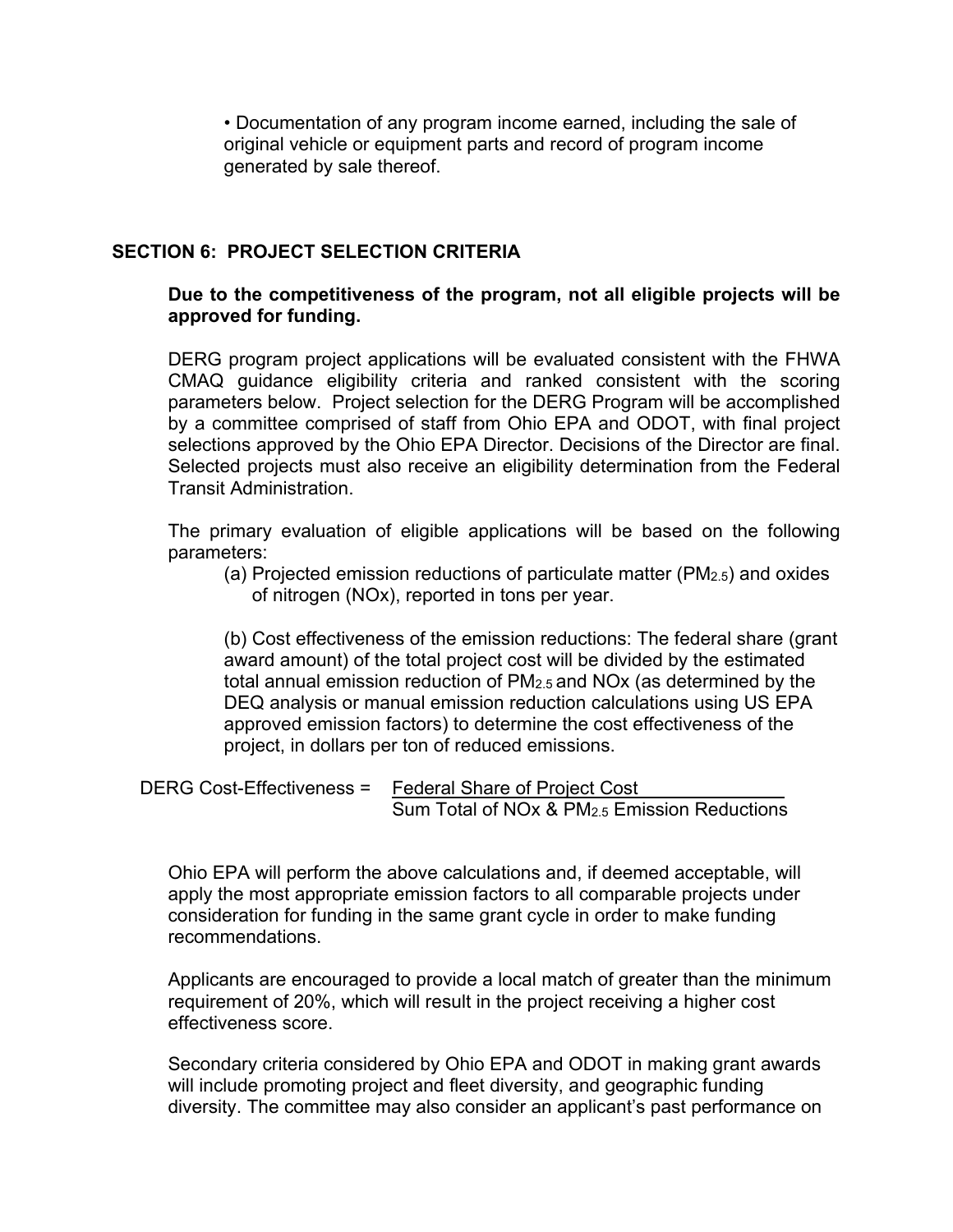• Documentation of any program income earned, including the sale of original vehicle or equipment parts and record of program income generated by sale thereof.

## SECTION 6: PROJECT SELECTION CRITERIA

**Due to the competitiveness of the program, not all eligible projects will be approved for funding.**

DERG program project applications will be evaluated consistent with the FHWA CMAQ guidance eligibility criteria and ranked consistent with the scoring parameters below. Project selection for the DERG Program will be accomplished by a committee comprised of staff from Ohio EPA and ODOT, with final project selections approved by the Ohio EPA Director. Decisions of the Director are final. Selected projects must also receive an eligibility determination from the Federal Transit Administration.

The primary evaluation of eligible applications will be based on the following parameters:

(a) Projected emission reductions of particulate matter ($PM_{2.5}$) and oxides of nitrogen (NOx), reported in tons per year.

(b) Cost effectiveness of the emission reductions: The federal share (grant award amount) of the total project cost will be divided by the estimated total annual emission reduction of $PM_{2.5}$ and NOx (as determined by the DEQ analysis or manual emission reduction calculations using US EPA approved emission factors) to determine the cost effectiveness of the project, in dollars per ton of reduced emissions.

$$\text{DERG Cost-Effectiveness} = \frac{\text{Federal Share of Project Cost}}{\text{Sum Total of NOx \& } PM_{2.5} \text{ Emission Reductions}}$$

Ohio EPA will perform the above calculations and, if deemed acceptable, will apply the most appropriate emission factors to all comparable projects under consideration for funding in the same grant cycle in order to make funding recommendations.

Applicants are encouraged to provide a local match of greater than the minimum requirement of 20%, which will result in the project receiving a higher cost effectiveness score.

Secondary criteria considered by Ohio EPA and ODOT in making grant awards will include promoting project and fleet diversity, and geographic funding diversity. The committee may also consider an applicant's past performance on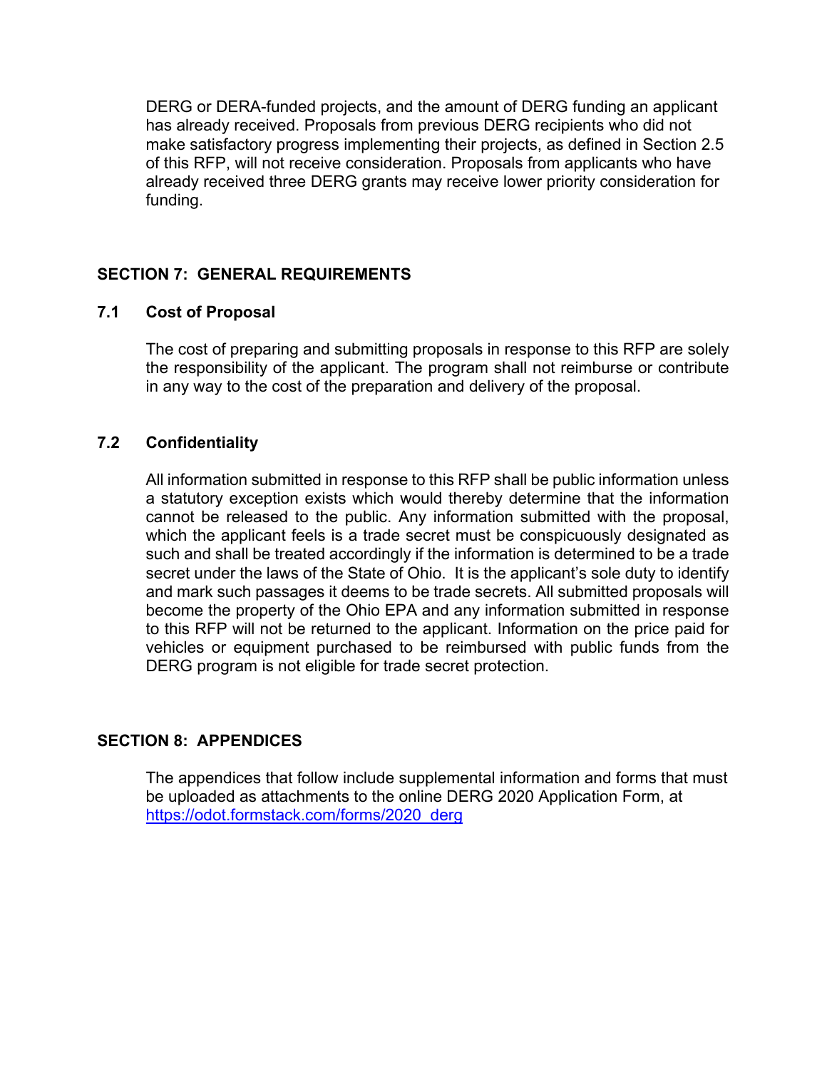DERG or DERA-funded projects, and the amount of DERG funding an applicant has already received. Proposals from previous DERG recipients who did not make satisfactory progress implementing their projects, as defined in Section 2.5 of this RFP, will not receive consideration. Proposals from applicants who have already received three DERG grants may receive lower priority consideration for funding.

## SECTION 7: GENERAL REQUIREMENTS

### 7.1 Cost of Proposal

The cost of preparing and submitting proposals in response to this RFP are solely the responsibility of the applicant. The program shall not reimburse or contribute in any way to the cost of the preparation and delivery of the proposal.

### 7.2 Confidentiality

All information submitted in response to this RFP shall be public information unless a statutory exception exists which would thereby determine that the information cannot be released to the public. Any information submitted with the proposal, which the applicant feels is a trade secret must be conspicuously designated as such and shall be treated accordingly if the information is determined to be a trade secret under the laws of the State of Ohio. It is the applicant's sole duty to identify and mark such passages it deems to be trade secrets. All submitted proposals will become the property of the Ohio EPA and any information submitted in response to this RFP will not be returned to the applicant. Information on the price paid for vehicles or equipment purchased to be reimbursed with public funds from the DERG program is not eligible for trade secret protection.

## SECTION 8: APPENDICES

The appendices that follow include supplemental information and forms that must be uploaded as attachments to the online DERG 2020 Application Form, at [https://odot.formstack.com/forms/2020_derg](https://odot.formstack.com/forms/2020_derg)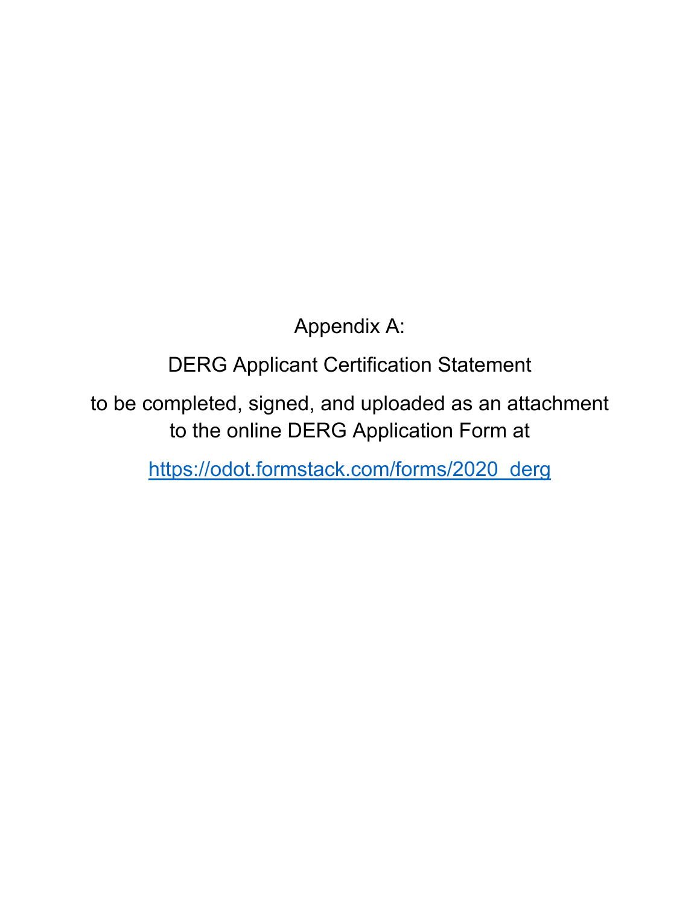Appendix A:

DERG Applicant Certification Statement

to be completed, signed, and uploaded as an attachment to the online DERG Application Form at

https://odot.formstack.com/forms/2020_derg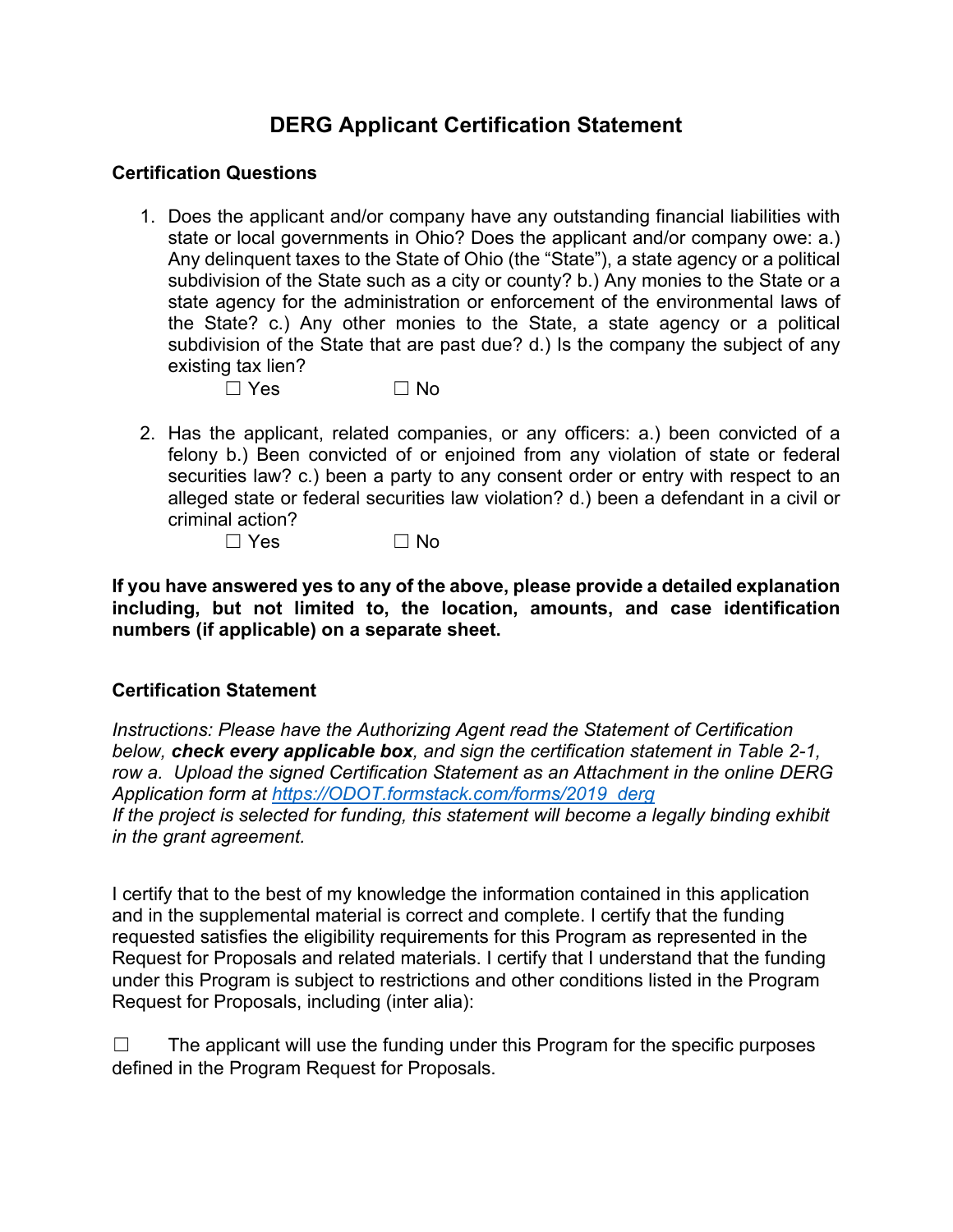# DERG Applicant Certification Statement

**Certification Questions**

1. Does the applicant and/or company have any outstanding financial liabilities with state or local governments in Ohio? Does the applicant and/or company owe: a.) Any delinquent taxes to the State of Ohio (the "State"), a state agency or a political subdivision of the State such as a city or county? b.) Any monies to the State or a state agency for the administration or enforcement of the environmental laws of the State? c.) Any other monies to the State, a state agency or a political subdivision of the State that are past due? d.) Is the company the subject of any existing tax lien?

   ☐ Yes ☐ No

2. Has the applicant, related companies, or any officers: a.) been convicted of a felony b.) Been convicted of or enjoined from any violation of state or federal securities law? c.) been a party to any consent order or entry with respect to an alleged state or federal securities law violation? d.) been a defendant in a civil or criminal action?

   ☐ Yes ☐ No

**If you have answered yes to any of the above, please provide a detailed explanation including, but not limited to, the location, amounts, and case identification numbers (if applicable) on a separate sheet.**

**Certification Statement**

*Instructions: Please have the Authorizing Agent read the Statement of Certification below,* ***check every applicable box****, and sign the certification statement in Table 2-1, row a. Upload the signed Certification Statement as an Attachment in the online DERG Application form at [https://ODOT.formstack.com/forms/2019_derg](https://ODOT.formstack.com/forms/2019_derg)*
*If the project is selected for funding, this statement will become a legally binding exhibit in the grant agreement.*

I certify that to the best of my knowledge the information contained in this application and in the supplemental material is correct and complete. I certify that the funding requested satisfies the eligibility requirements for this Program as represented in the Request for Proposals and related materials. I certify that I understand that the funding under this Program is subject to restrictions and other conditions listed in the Program Request for Proposals, including (inter alia):

☐ The applicant will use the funding under this Program for the specific purposes defined in the Program Request for Proposals.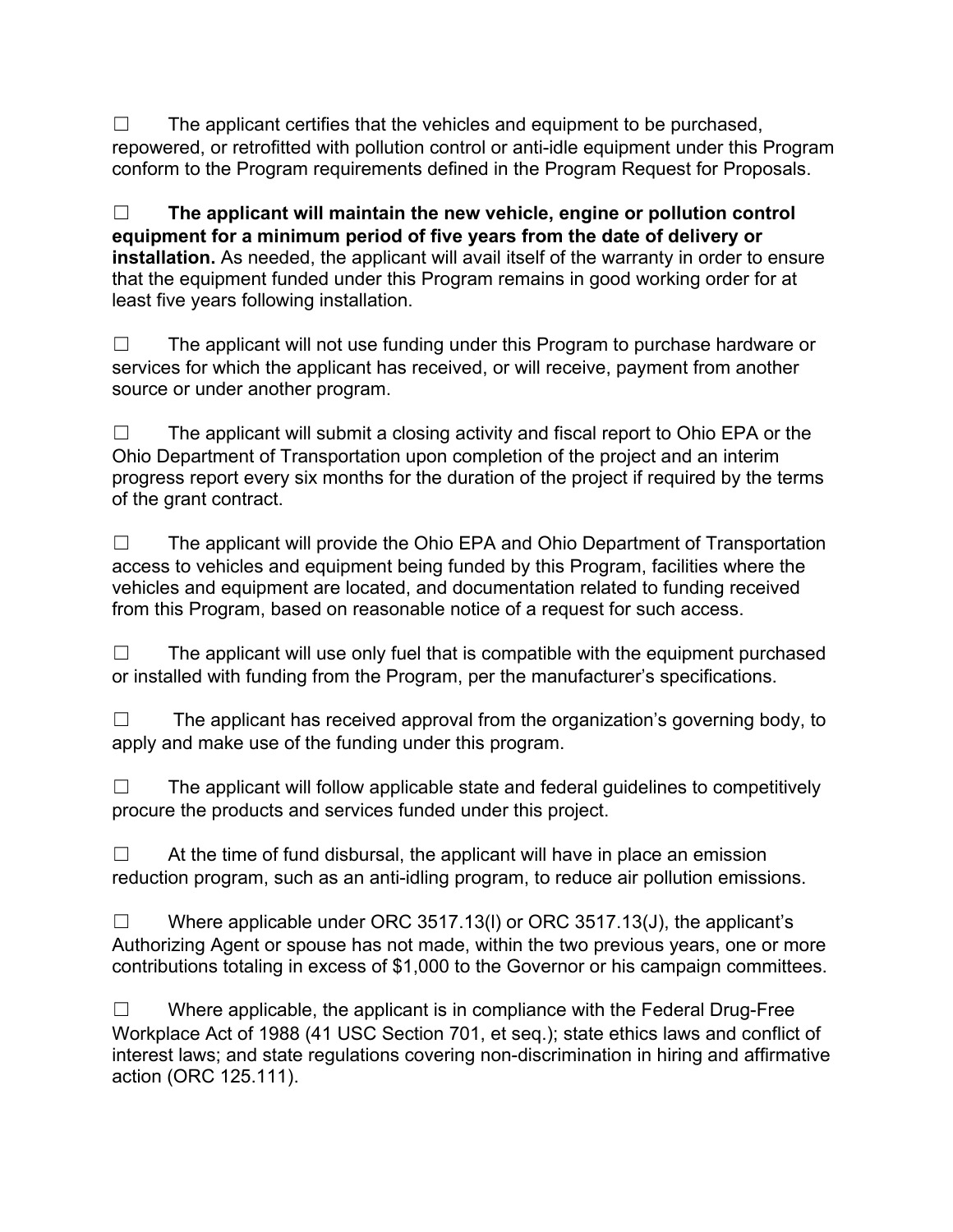☐ The applicant certifies that the vehicles and equipment to be purchased, repowered, or retrofitted with pollution control or anti-idle equipment under this Program conform to the Program requirements defined in the Program Request for Proposals.

☐ **The applicant will maintain the new vehicle, engine or pollution control equipment for a minimum period of five years from the date of delivery or installation.** As needed, the applicant will avail itself of the warranty in order to ensure that the equipment funded under this Program remains in good working order for at least five years following installation.

☐ The applicant will not use funding under this Program to purchase hardware or services for which the applicant has received, or will receive, payment from another source or under another program.

☐ The applicant will submit a closing activity and fiscal report to Ohio EPA or the Ohio Department of Transportation upon completion of the project and an interim progress report every six months for the duration of the project if required by the terms of the grant contract.

☐ The applicant will provide the Ohio EPA and Ohio Department of Transportation access to vehicles and equipment being funded by this Program, facilities where the vehicles and equipment are located, and documentation related to funding received from this Program, based on reasonable notice of a request for such access.

☐ The applicant will use only fuel that is compatible with the equipment purchased or installed with funding from the Program, per the manufacturer's specifications.

☐ The applicant has received approval from the organization's governing body, to apply and make use of the funding under this program.

☐ The applicant will follow applicable state and federal guidelines to competitively procure the products and services funded under this project.

☐ At the time of fund disbursal, the applicant will have in place an emission reduction program, such as an anti-idling program, to reduce air pollution emissions.

☐ Where applicable under ORC 3517.13(I) or ORC 3517.13(J), the applicant's Authorizing Agent or spouse has not made, within the two previous years, one or more contributions totaling in excess of $1,000 to the Governor or his campaign committees.

☐ Where applicable, the applicant is in compliance with the Federal Drug-Free Workplace Act of 1988 (41 USC Section 701, et seq.); state ethics laws and conflict of interest laws; and state regulations covering non-discrimination in hiring and affirmative action (ORC 125.111).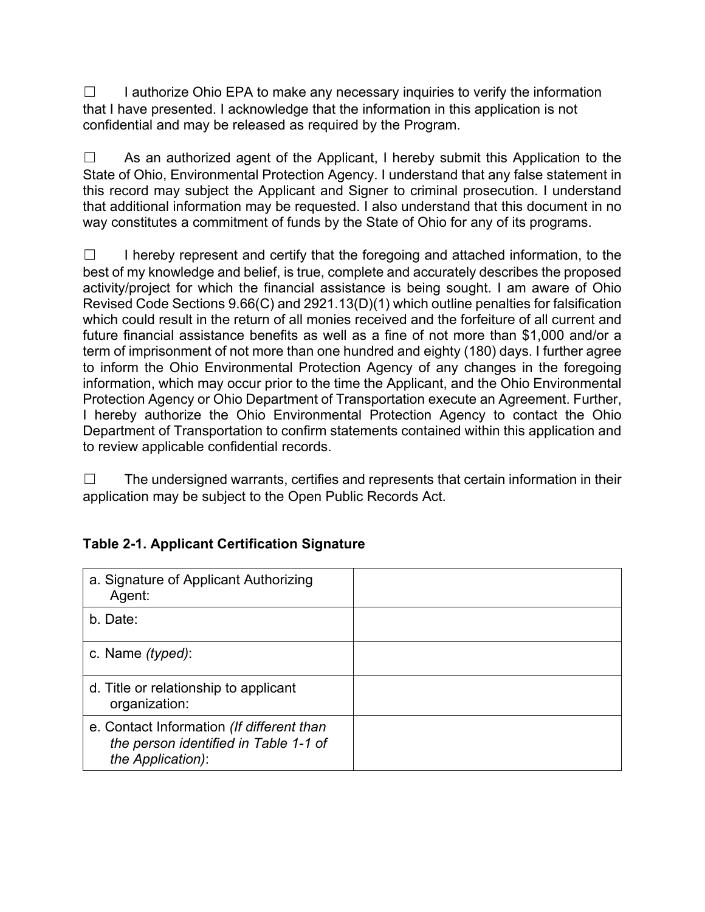☐ I authorize Ohio EPA to make any necessary inquiries to verify the information that I have presented. I acknowledge that the information in this application is not confidential and may be released as required by the Program.

☐ As an authorized agent of the Applicant, I hereby submit this Application to the State of Ohio, Environmental Protection Agency. I understand that any false statement in this record may subject the Applicant and Signer to criminal prosecution. I understand that additional information may be requested. I also understand that this document in no way constitutes a commitment of funds by the State of Ohio for any of its programs.

☐ I hereby represent and certify that the foregoing and attached information, to the best of my knowledge and belief, is true, complete and accurately describes the proposed activity/project for which the financial assistance is being sought. I am aware of Ohio Revised Code Sections 9.66(C) and 2921.13(D)(1) which outline penalties for falsification which could result in the return of all monies received and the forfeiture of all current and future financial assistance benefits as well as a fine of not more than $1,000 and/or a term of imprisonment of not more than one hundred and eighty (180) days. I further agree to inform the Ohio Environmental Protection Agency of any changes in the foregoing information, which may occur prior to the time the Applicant, and the Ohio Environmental Protection Agency or Ohio Department of Transportation execute an Agreement. Further, I hereby authorize the Ohio Environmental Protection Agency to contact the Ohio Department of Transportation to confirm statements contained within this application and to review applicable confidential records.

☐ The undersigned warrants, certifies and represents that certain information in their application may be subject to the Open Public Records Act.

**Table 2-1. Applicant Certification Signature**

| | |
|---|---|
| a. Signature of Applicant Authorizing Agent: | |
| b. Date: | |
| c. Name *(typed)*: | |
| d. Title or relationship to applicant organization: | |
| e. Contact Information *(If different than the person identified in Table 1-1 of the Application)*: | |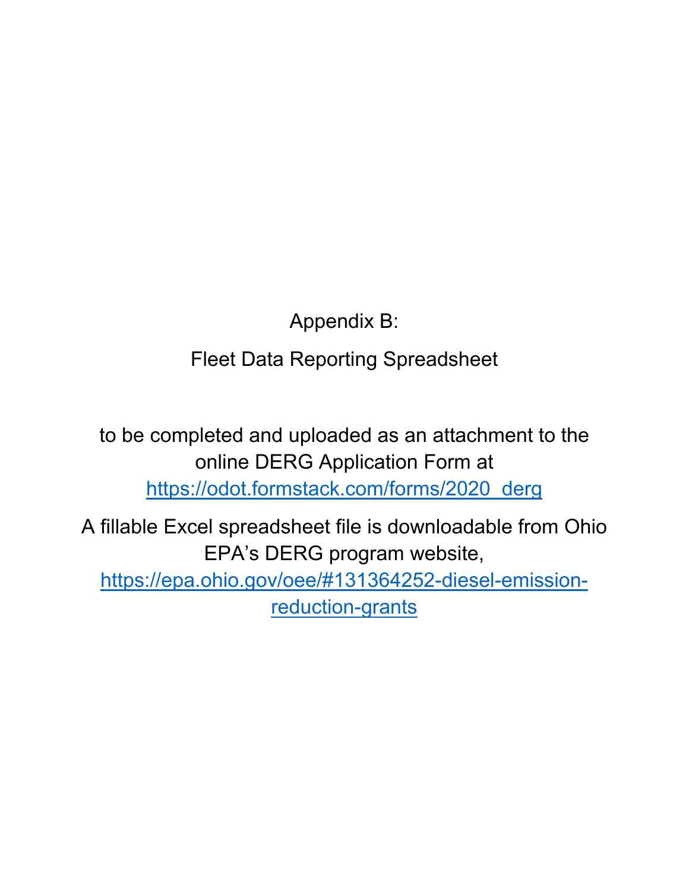# Appendix B:

## Fleet Data Reporting Spreadsheet

to be completed and uploaded as an attachment to the online DERG Application Form at https://odot.formstack.com/forms/2020_derg

A fillable Excel spreadsheet file is downloadable from Ohio EPA's DERG program website, https://epa.ohio.gov/oee/#131364252-diesel-emission-reduction-grants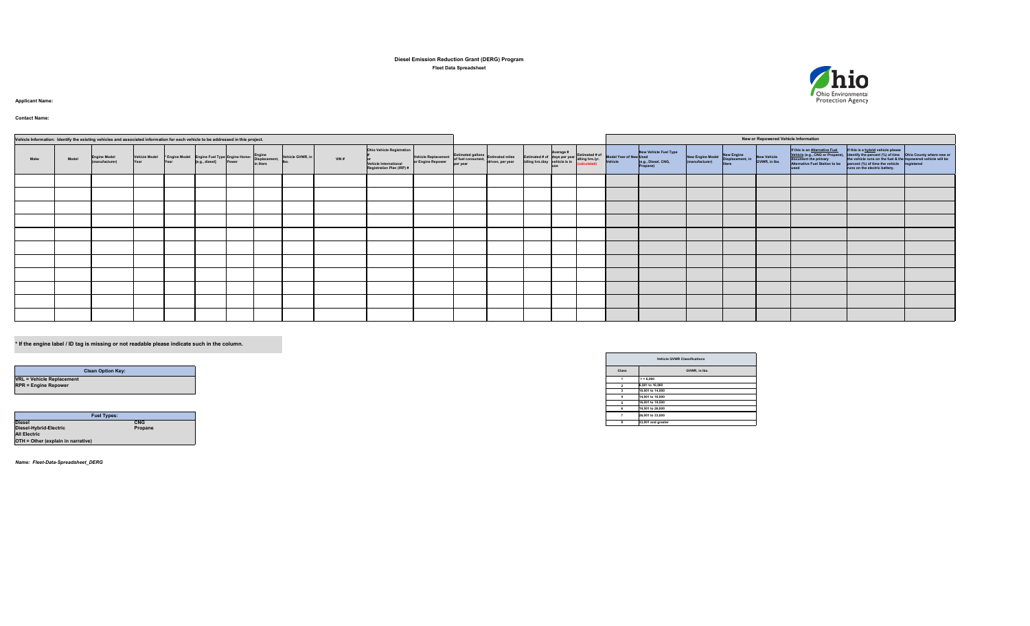# Diesel Emission Reduction Grant (DERG) Program

**Fleet Data Spreadsheet**

Ohio Environmental Protection Agency

**Applicant Name:**

**Contact Name:**

| Vehicle Information: Identify the existing vehicles and associated information for each vehicle to be addressed in this project. | | | | | | | | | | | | | | | | | | New or Repowered Vehicle Information | | | | | | | |
|---|---|---|---|---|---|---|---|---|---|---|---|---|---|---|---|---|---|---|---|---|---|---|---|---|---|
| Make | Model | Engine Model (manufacturer) | Vehicle Model Year | * Engine Model Year | Engine Fuel Type (e.g., diesel) | Engine Horse-Power | Engine Displacement, in liters | Vehicle GVWR, in lbs. | VIN # | Ohio Vehicle Registration # or Vehicle International Registration Plan (IRP) # | Vehicle Replacement or Engine Repower | Estimated gallons of fuel consumed, per year | Estimated miles driven, per year | Estimated # of idling hrs./day | Average # days per year vehicle is in use | Estimated # of idling hrs./yr. (calculated) | Model Year of New Used Vehicle | New Vehicle Fuel Type (e.g., Diesel, CNG, Propane) | New Engine Model (manufacturer) | New Engine Displacement, in liters | New Vehicle GVWR, in lbs. | If this is an Alternative Fuel Vehicle (e.g., CNG or Propane), document the primary Alternative Fuel Station to be used | If this is a hybrid vehicle please identify the percent (%) of time the vehicle runs on the fuel & the percent (%) of time the vehicle runs on the electric battery. | Ohio County where new or repowered vehicle will be registered |
| | | | | | | | | | | | | | | | | | | | | | | | | |
| | | | | | | | | | | | | | | | | | | | | | | | | |
| | | | | | | | | | | | | | | | | | | | | | | | | |
| | | | | | | | | | | | | | | | | | | | | | | | | |
| | | | | | | | | | | | | | | | | | | | | | | | | |
| | | | | | | | | | | | | | | | | | | | | | | | | |
| | | | | | | | | | | | | | | | | | | | | | | | | |
| | | | | | | | | | | | | | | | | | | | | | | | | |
| | | | | | | | | | | | | | | | | | | | | | | | | |
| | | | | | | | | | | | | | | | | | | | | | | | | |
| | | | | | | | | | | | | | | | | | | | | | | | | |

**\* If the engine label / ID tag is missing or not readable please indicate such in the column.**

| Clean Option Key: |
|---|
| **VRL = Vehicle Replacement** |
| **RPR = Engine Repower** |

| Fuel Types: | |
|---|---|
| **Diesel** | **CNG** |
| **Diesel-Hybrid-Electric** | **Propane** |
| **All Electric** | |
| **OTH = Other (explain in narrative)** | |

| Vehicle GVWR Classifications | |
|---|---|
| Class | GVWR, in lbs. |
| 1 | <= 6,000 |
| 2 | 6,001 to 10,000 |
| 3 | 10,001 to 14,000 |
| 4 | 14,001 to 16,000 |
| 5 | 16,001 to 19,500 |
| 6 | 19,501 to 26,000 |
| 7 | 26,001 to 33,000 |
| 8 | 33,001 and greater |

*Name: Fleet-Data-Spreadsheet_DERG*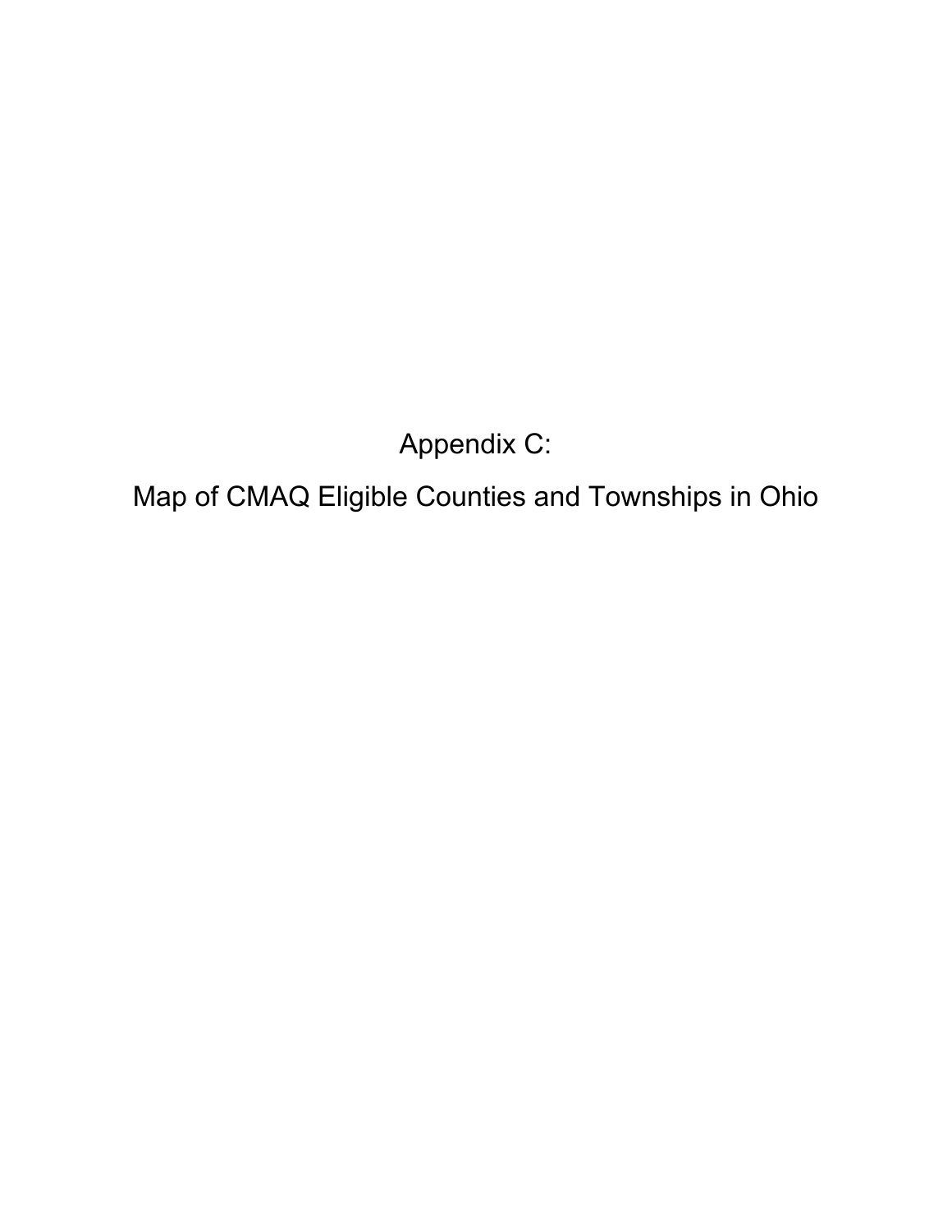# Appendix C:

# Map of CMAQ Eligible Counties and Townships in Ohio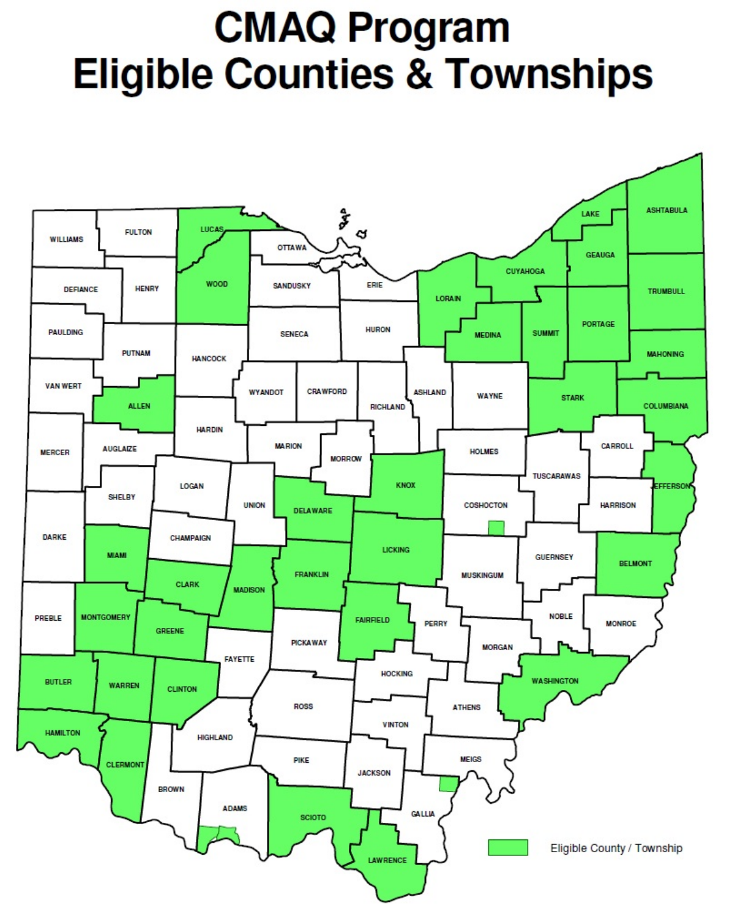# CMAQ Program Eligible Counties & Townships

WILLIAMS, FULTON, LUCAS, OTTAWA, DEFIANCE, HENRY, WOOD, SANDUSKY, ERIE, LORAIN, CUYAHOGA, LAKE, GEAUGA, ASHTABULA, TRUMBULL, PAULDING, PUTNAM, HANCOCK, SENECA, HURON, MEDINA, SUMMIT, PORTAGE, MAHONING, VAN WERT, ALLEN, WYANDOT, CRAWFORD, RICHLAND, ASHLAND, WAYNE, STARK, COLUMBIANA, MERCER, AUGLAIZE, HARDIN, MARION, MORROW, HOLMES, CARROLL, TUSCARAWAS, JEFFERSON, SHELBY, LOGAN, UNION, DELAWARE, KNOX, COSHOCTON, HARRISON, DARKE, MIAMI, CHAMPAIGN, LICKING, GUERNSEY, BELMONT, CLARK, MADISON, FRANKLIN, MUSKINGUM, PREBLE, MONTGOMERY, GREENE, FAIRFIELD, PERRY, NOBLE, MONROE, PICKAWAY, MORGAN, FAYETTE, BUTLER, WARREN, CLINTON, HOCKING, WASHINGTON, ROSS, ATHENS, HAMILTON, VINTON, HIGHLAND, CLERMONT, PIKE, MEIGS, JACKSON, BROWN, ADAMS, SCIOTO, GALLIA, LAWRENCE

Eligible County / Township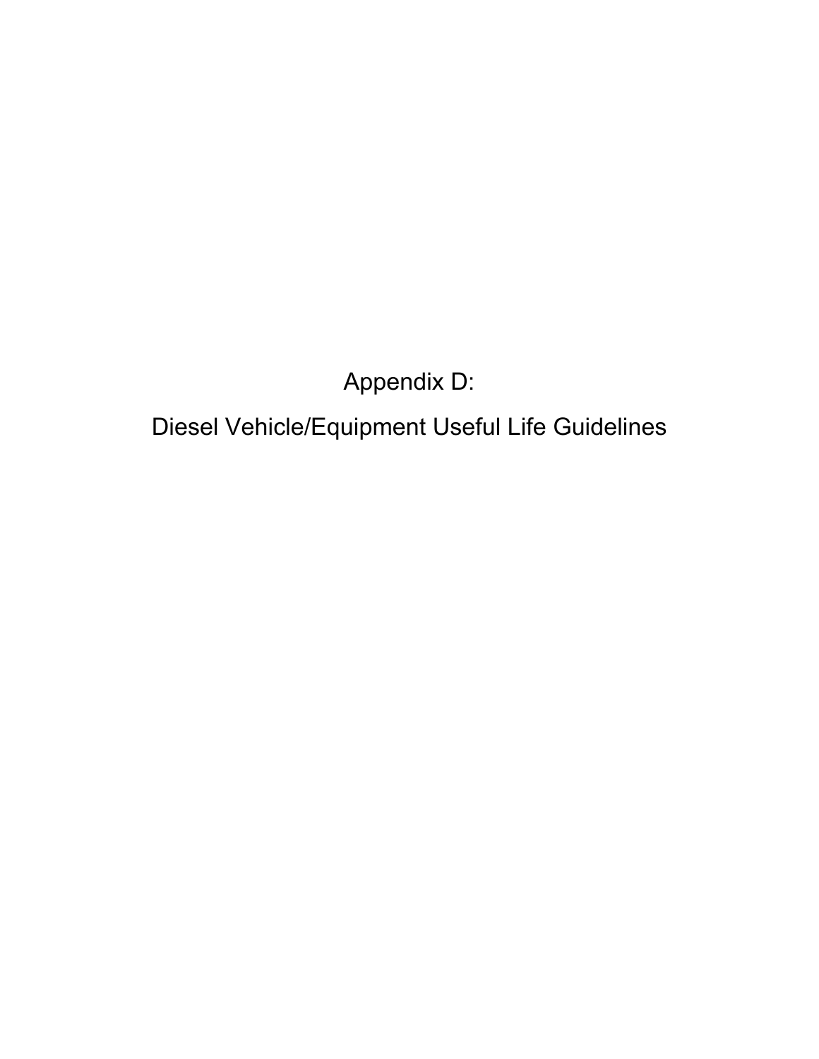# Appendix D:

# Diesel Vehicle/Equipment Useful Life Guidelines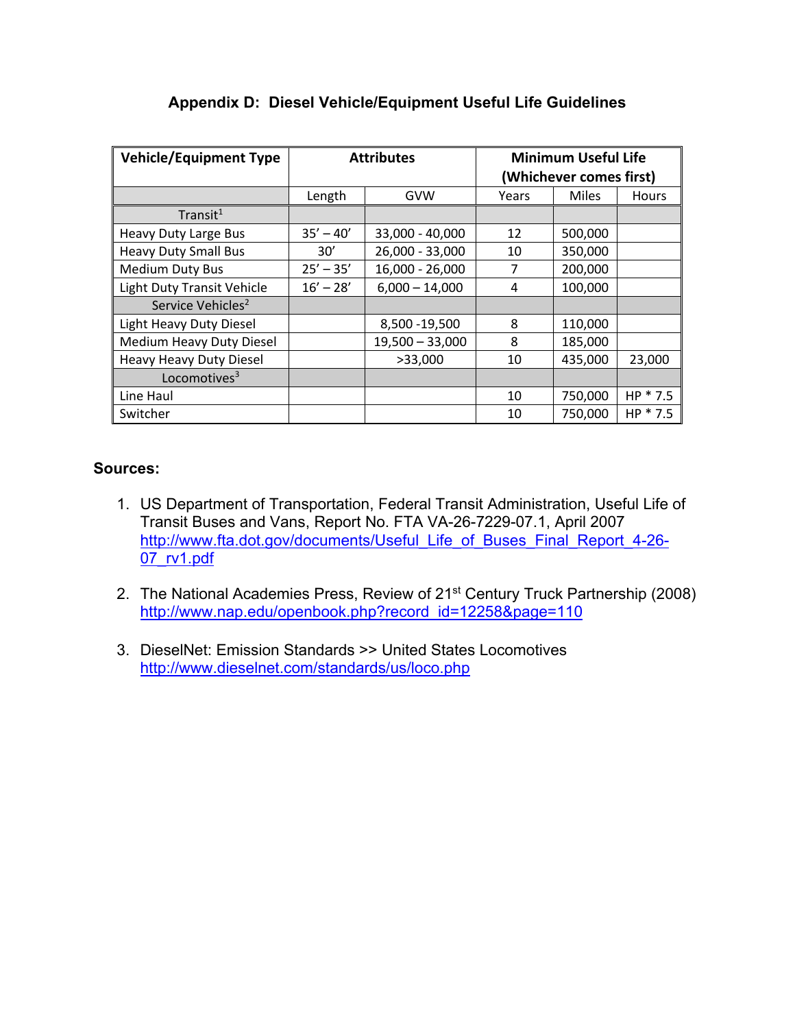# Appendix D: Diesel Vehicle/Equipment Useful Life Guidelines

| Vehicle/Equipment Type | Attributes | | Minimum Useful Life (Whichever comes first) | | |
|---|---|---|---|---|---|
| | Length | GVW | Years | Miles | Hours |
| Transit[1] | | | | | |
| Heavy Duty Large Bus | 35' – 40' | 33,000 - 40,000 | 12 | 500,000 | |
| Heavy Duty Small Bus | 30' | 26,000 - 33,000 | 10 | 350,000 | |
| Medium Duty Bus | 25' – 35' | 16,000 - 26,000 | 7 | 200,000 | |
| Light Duty Transit Vehicle | 16' – 28' | 6,000 – 14,000 | 4 | 100,000 | |
| Service Vehicles[2] | | | | | |
| Light Heavy Duty Diesel | | 8,500 -19,500 | 8 | 110,000 | |
| Medium Heavy Duty Diesel | | 19,500 – 33,000 | 8 | 185,000 | |
| Heavy Heavy Duty Diesel | | >33,000 | 10 | 435,000 | 23,000 |
| Locomotives[3] | | | | | |
| Line Haul | | | 10 | 750,000 | HP * 7.5 |
| Switcher | | | 10 | 750,000 | HP * 7.5 |

**Sources:**

1. US Department of Transportation, Federal Transit Administration, Useful Life of Transit Buses and Vans, Report No. FTA VA-26-7229-07.1, April 2007 http://www.fta.dot.gov/documents/Useful_Life_of_Buses_Final_Report_4-26-07_rv1.pdf

2. The National Academies Press, Review of 21st Century Truck Partnership (2008) http://www.nap.edu/openbook.php?record_id=12258&page=110

3. DieselNet: Emission Standards >> United States Locomotives http://www.dieselnet.com/standards/us/loco.php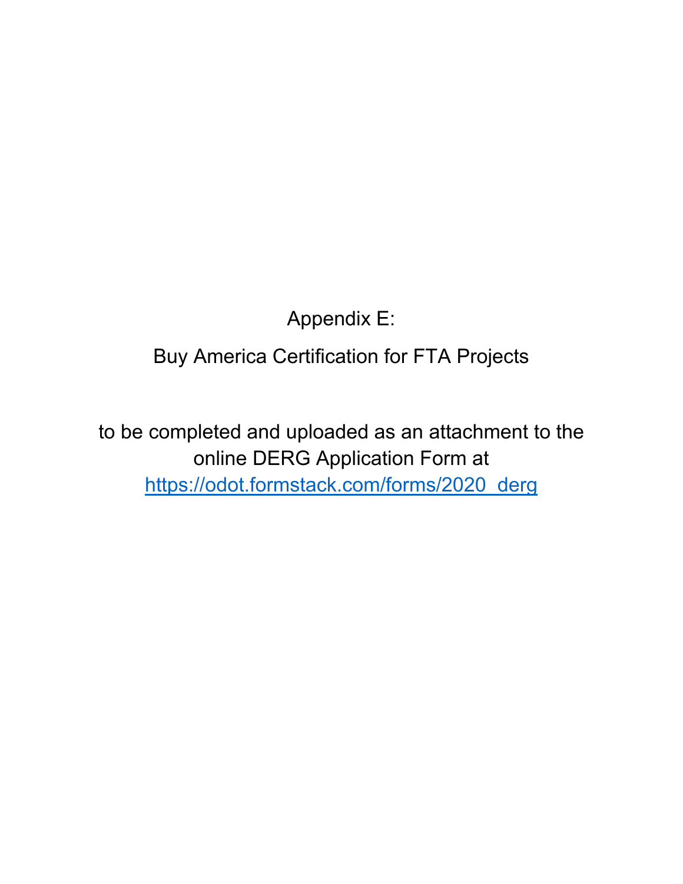# Appendix E:

## Buy America Certification for FTA Projects

to be completed and uploaded as an attachment to the online DERG Application Form at [https://odot.formstack.com/forms/2020_derg](https://odot.formstack.com/forms/2020_derg)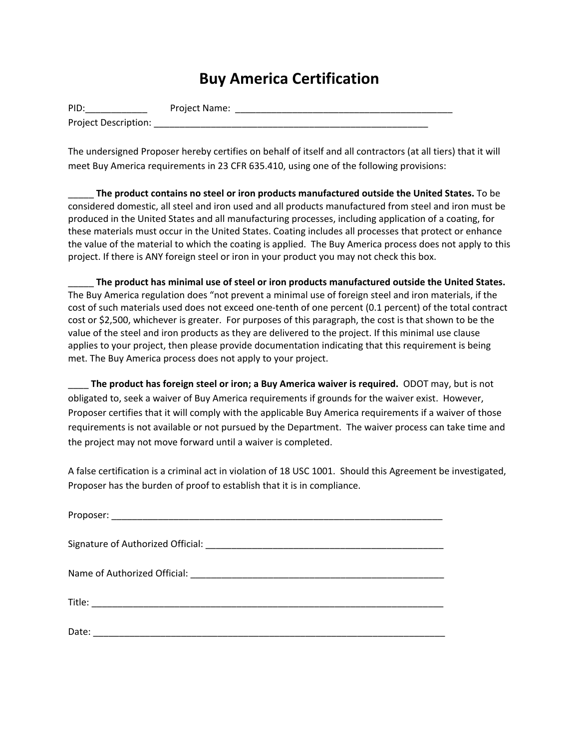# Buy America Certification

PID:____________ Project Name: ____________________________________________
Project Description: ________________________________________________________

The undersigned Proposer hereby certifies on behalf of itself and all contractors (at all tiers) that it will meet Buy America requirements in 23 CFR 635.410, using one of the following provisions:

_____ **The product contains no steel or iron products manufactured outside the United States.** To be considered domestic, all steel and iron used and all products manufactured from steel and iron must be produced in the United States and all manufacturing processes, including application of a coating, for these materials must occur in the United States. Coating includes all processes that protect or enhance the value of the material to which the coating is applied. The Buy America process does not apply to this project. If there is ANY foreign steel or iron in your product you may not check this box.

_____ **The product has minimal use of steel or iron products manufactured outside the United States.** The Buy America regulation does "not prevent a minimal use of foreign steel and iron materials, if the cost of such materials used does not exceed one-tenth of one percent (0.1 percent) of the total contract cost or $2,500, whichever is greater. For purposes of this paragraph, the cost is that shown to be the value of the steel and iron products as they are delivered to the project. If this minimal use clause applies to your project, then please provide documentation indicating that this requirement is being met. The Buy America process does not apply to your project.

____ **The product has foreign steel or iron; a Buy America waiver is required.** ODOT may, but is not obligated to, seek a waiver of Buy America requirements if grounds for the waiver exist. However, Proposer certifies that it will comply with the applicable Buy America requirements if a waiver of those requirements is not available or not pursued by the Department. The waiver process can take time and the project may not move forward until a waiver is completed.

A false certification is a criminal act in violation of 18 USC 1001. Should this Agreement be investigated, Proposer has the burden of proof to establish that it is in compliance.

Proposer: ____________________________________________________________________

Signature of Authorized Official: __________________________________________________

Name of Authorized Official: _____________________________________________________

Title: _______________________________________________________________________

Date: _______________________________________________________________________